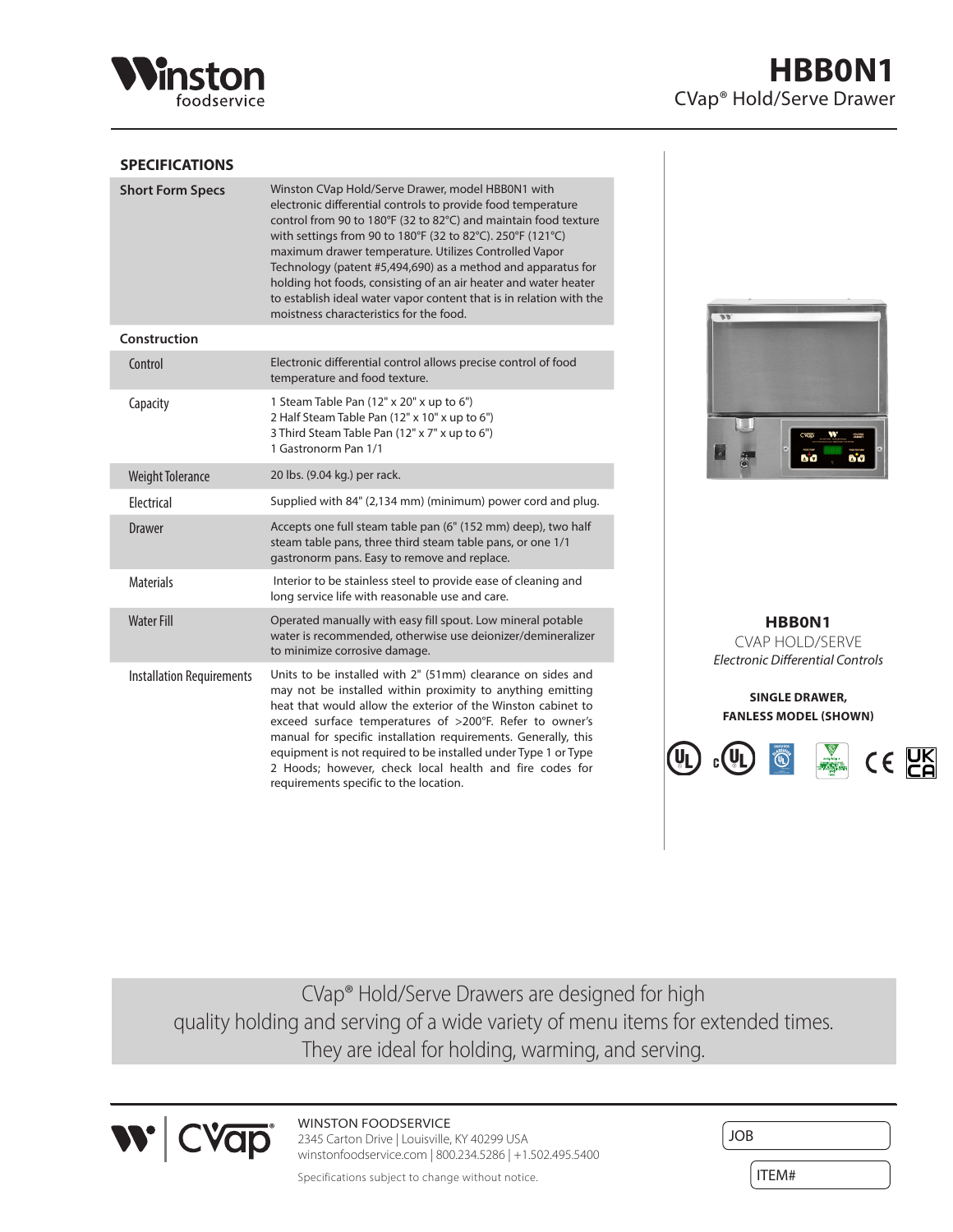# HBB0N1

CVap® Hold/Serve Drawer

## SPECIFICATIONS

| | |
|---|---|
| **Short Form Specs** | Winston CVap Hold/Serve Drawer, model HBB0N1 with electronic differential controls to provide food temperature control from 90 to 180°F (32 to 82°C) and maintain food texture with settings from 90 to 180°F (32 to 82°C). 250°F (121°C) maximum drawer temperature. Utilizes Controlled Vapor Technology (patent #5,494,690) as a method and apparatus for holding hot foods, consisting of an air heater and water heater to establish ideal water vapor content that is in relation with the moistness characteristics for the food. |
| **Construction** | |
| Control | Electronic differential control allows precise control of food temperature and food texture. |
| Capacity | 1 Steam Table Pan (12" x 20" x up to 6")<br>2 Half Steam Table Pan (12" x 10" x up to 6")<br>3 Third Steam Table Pan (12" x 7" x up to 6")<br>1 Gastronorm Pan 1/1 |
| Weight Tolerance | 20 lbs. (9.04 kg.) per rack. |
| Electrical | Supplied with 84" (2,134 mm) (minimum) power cord and plug. |
| Drawer | Accepts one full steam table pan (6" (152 mm) deep), two half steam table pans, three third steam table pans, or one 1/1 gastronorm pans. Easy to remove and replace. |
| Materials | Interior to be stainless steel to provide ease of cleaning and long service life with reasonable use and care. |
| Water Fill | Operated manually with easy fill spout. Low mineral potable water is recommended, otherwise use deionizer/demineralizer to minimize corrosive damage. |
| Installation Requirements | Units to be installed with 2" (51mm) clearance on sides and may not be installed within proximity to anything emitting heat that would allow the exterior of the Winston cabinet to exceed surface temperatures of >200°F. Refer to owner's manual for specific installation requirements. Generally, this equipment is not required to be installed under Type 1 or Type 2 Hoods; however, check local health and fire codes for requirements specific to the location. |

**HBB0N1**

CVAP HOLD/SERVE

*Electronic Differential Controls*

**SINGLE DRAWER, FANLESS MODEL (SHOWN)**

CVap® Hold/Serve Drawers are designed for high quality holding and serving of a wide variety of menu items for extended times. They are ideal for holding, warming, and serving.

WINSTON FOODSERVICE
2345 Carton Drive | Louisville, KY 40299 USA
winstonfoodservice.com | 800.234.5286 | +1.502.495.5400

Specifications subject to change without notice.

JOB

ITEM#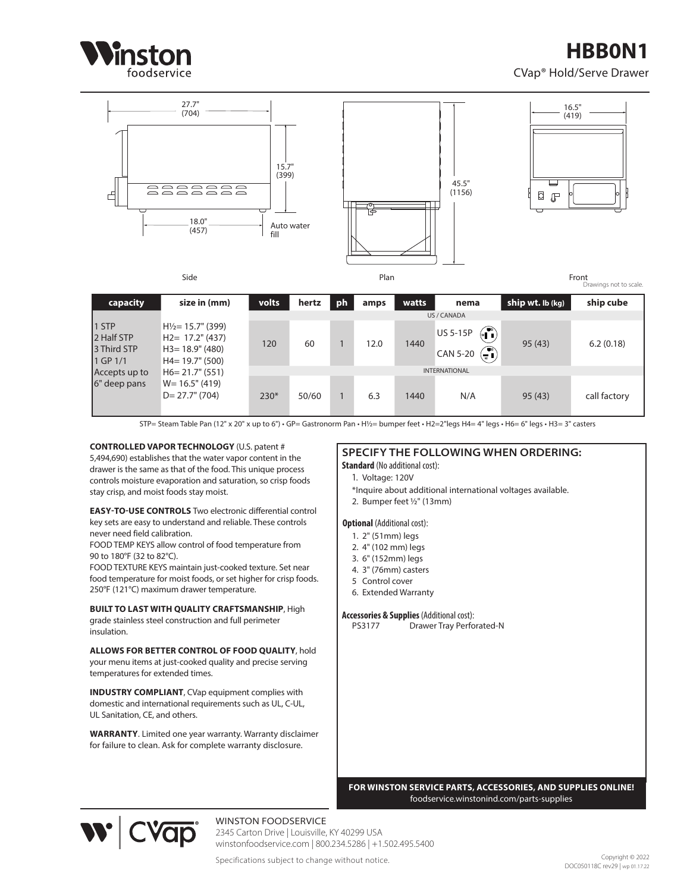# HBB0N1

CVap® Hold/Serve Drawer

27.7" (704)
15.7" (399)
18.0" (457)
Auto water fill
45.5" (1156)
16.5" (419)

Side

Plan

Front

Drawings not to scale.

| capacity | size in (mm) | volts | hertz | ph | amps | watts | nema | ship wt. lb (kg) | ship cube |
|---|---|---|---|---|---|---|---|---|---|
| | | US / CANADA | | | | | | | |
| 1 STP<br>2 Half STP<br>3 Third STP<br>1 GP 1/1<br>Accepts up to 6" deep pans | H½= 15.7" (399)<br>H2= 17.2" (437)<br>H3= 18.9" (480)<br>H4= 19.7" (500)<br>H6= 21.7" (551)<br>W= 16.5" (419)<br>D= 27.7" (704) | 120 | 60 | 1 | 12.0 | 1440 | US 5-15P<br>CAN 5-20 | 95 (43) | 6.2 (0.18) |
| | | INTERNATIONAL | | | | | | | |
| | | 230* | 50/60 | 1 | 6.3 | 1440 | N/A | 95 (43) | call factory |

STP= Steam Table Pan (12" x 20" x up to 6") • GP= Gastronorm Pan • H½= bumper feet • H2=2"legs H4= 4" legs • H6= 6" legs • H3= 3" casters

**CONTROLLED VAPOR TECHNOLOGY** (U.S. patent # 5,494,690) establishes that the water vapor content in the drawer is the same as that of the food. This unique process controls moisture evaporation and saturation, so crisp foods stay crisp, and moist foods stay moist.

**EASY-TO-USE CONTROLS** Two electronic differential control key sets are easy to understand and reliable. These controls never need field calibration.

FOOD TEMP KEYS allow control of food temperature from 90 to 180°F (32 to 82°C).

FOOD TEXTURE KEYS maintain just-cooked texture. Set near food temperature for moist foods, or set higher for crisp foods. 250°F (121°C) maximum drawer temperature.

**BUILT TO LAST WITH QUALITY CRAFTSMANSHIP**, High grade stainless steel construction and full perimeter insulation.

**ALLOWS FOR BETTER CONTROL OF FOOD QUALITY**, hold your menu items at just-cooked quality and precise serving temperatures for extended times.

**INDUSTRY COMPLIANT**, CVap equipment complies with domestic and international requirements such as UL, C-UL, UL Sanitation, CE, and others.

**WARRANTY**. Limited one year warranty. Warranty disclaimer for failure to clean. Ask for complete warranty disclosure.

## SPECIFY THE FOLLOWING WHEN ORDERING:

**Standard** (No additional cost):

1. Voltage: 120V

   *Inquire about additional international voltages available.

2. Bumper feet ½" (13mm)

**Optional** (Additional cost):

1. 2" (51mm) legs
2. 4" (102 mm) legs
3. 6" (152mm) legs
4. 3" (76mm) casters
5. Control cover
6. Extended Warranty

**Accessories & Supplies** (Additional cost):

PS3177 Drawer Tray Perforated-N

**FOR WINSTON SERVICE PARTS, ACCESSORIES, AND SUPPLIES ONLINE!**
foodservice.winstonind.com/parts-supplies

WINSTON FOODSERVICE
2345 Carton Drive | Louisville, KY 40299 USA
winstonfoodservice.com | 800.234.5286 | +1.502.495.5400

Specifications subject to change without notice.

Copyright © 2022
DOC050118C rev29 | wp 01.17.22